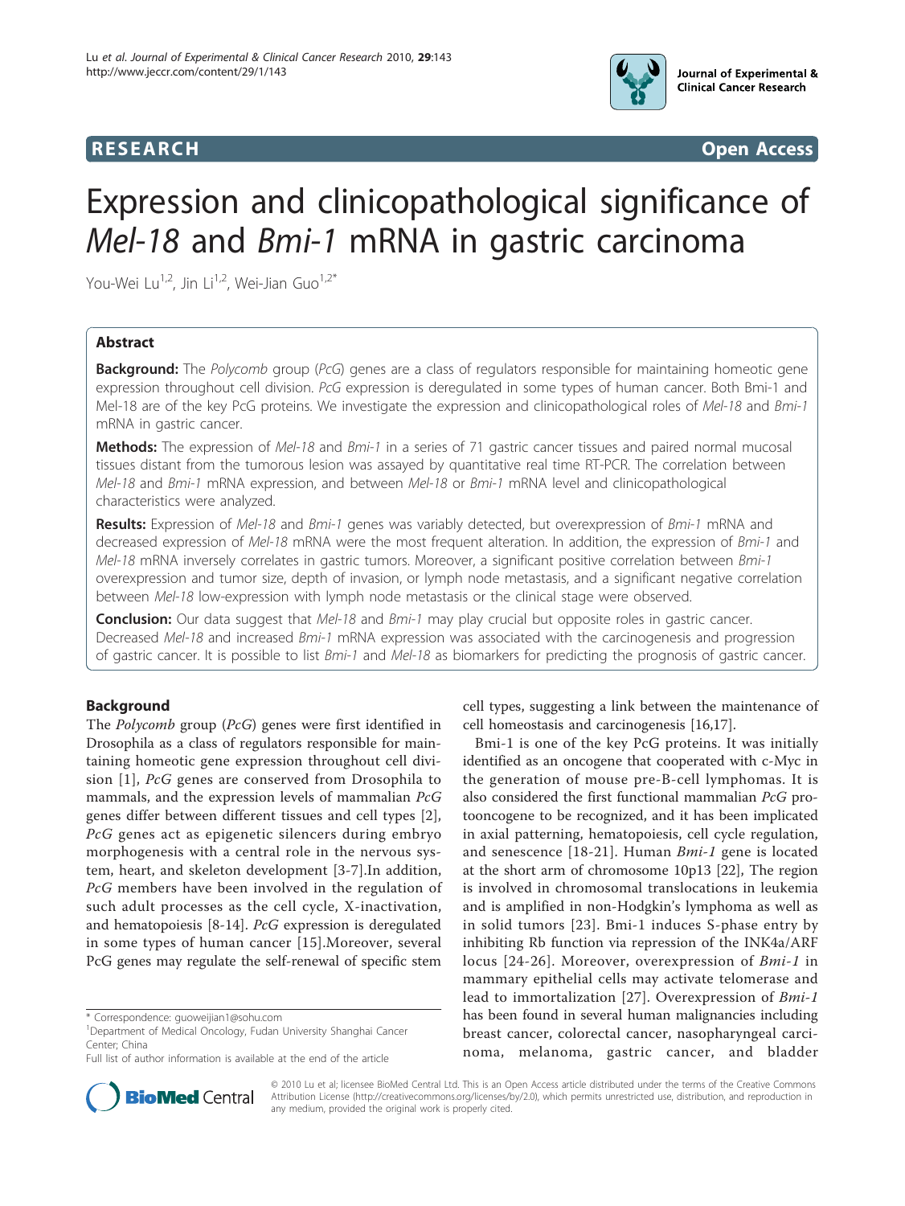RESEARCH Open Access

# Expression and clinicopathological significance of *Mel-18* and *Bmi-1* mRNA in gastric carcinoma

You-Wei Lu[1,2], Jin Li[1,2], Wei-Jian Guo[1,2*]

## Abstract

**Background:** The *Polycomb* group (*PcG*) genes are a class of regulators responsible for maintaining homeotic gene expression throughout cell division. *PcG* expression is deregulated in some types of human cancer. Both Bmi-1 and Mel-18 are of the key PcG proteins. We investigate the expression and clinicopathological roles of *Mel-18* and *Bmi-1* mRNA in gastric cancer.

**Methods:** The expression of *Mel-18* and *Bmi-1* in a series of 71 gastric cancer tissues and paired normal mucosal tissues distant from the tumorous lesion was assayed by quantitative real time RT-PCR. The correlation between *Mel-18* and *Bmi-1* mRNA expression, and between *Mel-18* or *Bmi-1* mRNA level and clinicopathological characteristics were analyzed.

**Results:** Expression of *Mel-18* and *Bmi-1* genes was variably detected, but overexpression of *Bmi-1* mRNA and decreased expression of *Mel-18* mRNA were the most frequent alteration. In addition, the expression of *Bmi-1* and *Mel-18* mRNA inversely correlates in gastric tumors. Moreover, a significant positive correlation between *Bmi-1* overexpression and tumor size, depth of invasion, or lymph node metastasis, and a significant negative correlation between *Mel-18* low-expression with lymph node metastasis or the clinical stage were observed.

**Conclusion:** Our data suggest that *Mel-18* and *Bmi-1* may play crucial but opposite roles in gastric cancer. Decreased *Mel-18* and increased *Bmi-1* mRNA expression was associated with the carcinogenesis and progression of gastric cancer. It is possible to list *Bmi-1* and *Mel-18* as biomarkers for predicting the prognosis of gastric cancer.

## Background

The *Polycomb* group (*PcG*) genes were first identified in Drosophila as a class of regulators responsible for maintaining homeotic gene expression throughout cell division [1], *PcG* genes are conserved from Drosophila to mammals, and the expression levels of mammalian *PcG* genes differ between different tissues and cell types [2], *PcG* genes act as epigenetic silencers during embryo morphogenesis with a central role in the nervous system, heart, and skeleton development [3-7].In addition, *PcG* members have been involved in the regulation of such adult processes as the cell cycle, X-inactivation, and hematopoiesis [8-14]. *PcG* expression is deregulated in some types of human cancer [15].Moreover, several PcG genes may regulate the self-renewal of specific stem cell types, suggesting a link between the maintenance of cell homeostasis and carcinogenesis [16,17].

Bmi-1 is one of the key PcG proteins. It was initially identified as an oncogene that cooperated with c-Myc in the generation of mouse pre-B-cell lymphomas. It is also considered the first functional mammalian *PcG* protooncogene to be recognized, and it has been implicated in axial patterning, hematopoiesis, cell cycle regulation, and senescence [18-21]. Human *Bmi-1* gene is located at the short arm of chromosome 10p13 [22], The region is involved in chromosomal translocations in leukemia and is amplified in non-Hodgkin's lymphoma as well as in solid tumors [23]. Bmi-1 induces S-phase entry by inhibiting Rb function via repression of the INK4a/ARF locus [24-26]. Moreover, overexpression of *Bmi-1* in mammary epithelial cells may activate telomerase and lead to immortalization [27]. Overexpression of *Bmi-1* has been found in several human malignancies including breast cancer, colorectal cancer, nasopharyngeal carcinoma, melanoma, gastric cancer, and bladder

\* Correspondence: guoweijian1@sohu.com
[1]Department of Medical Oncology, Fudan University Shanghai Cancer Center; China
Full list of author information is available at the end of the article

© 2010 Lu et al; licensee BioMed Central Ltd. This is an Open Access article distributed under the terms of the Creative Commons Attribution License (http://creativecommons.org/licenses/by/2.0), which permits unrestricted use, distribution, and reproduction in any medium, provided the original work is properly cited.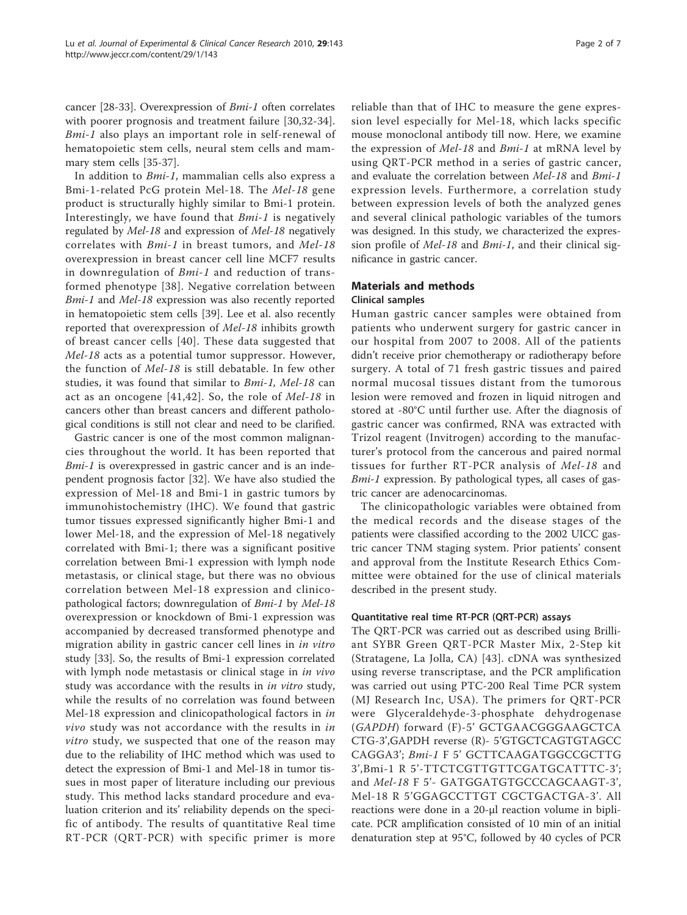cancer [28-33]. Overexpression of *Bmi-1* often correlates with poorer prognosis and treatment failure [30,32-34]. *Bmi-1* also plays an important role in self-renewal of hematopoietic stem cells, neural stem cells and mammary stem cells [35-37].

In addition to *Bmi-1*, mammalian cells also express a Bmi-1-related PcG protein Mel-18. The *Mel-18* gene product is structurally highly similar to Bmi-1 protein. Interestingly, we have found that *Bmi-1* is negatively regulated by *Mel-18* and expression of *Mel-18* negatively correlates with *Bmi-1* in breast tumors, and *Mel-18* overexpression in breast cancer cell line MCF7 results in downregulation of *Bmi-1* and reduction of transformed phenotype [38]. Negative correlation between *Bmi-1* and *Mel-18* expression was also recently reported in hematopoietic stem cells [39]. Lee et al. also recently reported that overexpression of *Mel-18* inhibits growth of breast cancer cells [40]. These data suggested that *Mel-18* acts as a potential tumor suppressor. However, the function of *Mel-18* is still debatable. In few other studies, it was found that similar to *Bmi-1, Mel-18* can act as an oncogene [41,42]. So, the role of *Mel-18* in cancers other than breast cancers and different pathological conditions is still not clear and need to be clarified.

Gastric cancer is one of the most common malignancies throughout the world. It has been reported that *Bmi-1* is overexpressed in gastric cancer and is an independent prognosis factor [32]. We have also studied the expression of Mel-18 and Bmi-1 in gastric tumors by immunohistochemistry (IHC). We found that gastric tumor tissues expressed significantly higher Bmi-1 and lower Mel-18, and the expression of Mel-18 negatively correlated with Bmi-1; there was a significant positive correlation between Bmi-1 expression with lymph node metastasis, or clinical stage, but there was no obvious correlation between Mel-18 expression and clinicopathological factors; downregulation of *Bmi-1* by *Mel-18* overexpression or knockdown of Bmi-1 expression was accompanied by decreased transformed phenotype and migration ability in gastric cancer cell lines in *in vitro* study [33]. So, the results of Bmi-1 expression correlated with lymph node metastasis or clinical stage in *in vivo* study was accordance with the results in *in vitro* study, while the results of no correlation was found between Mel-18 expression and clinicopathological factors in *in vivo* study was not accordance with the results in *in vitro* study, we suspected that one of the reason may due to the reliability of IHC method which was used to detect the expression of Bmi-1 and Mel-18 in tumor tissues in most paper of literature including our previous study. This method lacks standard procedure and evaluation criterion and its' reliability depends on the specific of antibody. The results of quantitative Real time RT-PCR (QRT-PCR) with specific primer is more reliable than that of IHC to measure the gene expression level especially for Mel-18, which lacks specific mouse monoclonal antibody till now. Here, we examine the expression of *Mel-18* and *Bmi-1* at mRNA level by using QRT-PCR method in a series of gastric cancer, and evaluate the correlation between *Mel-18* and *Bmi-1* expression levels. Furthermore, a correlation study between expression levels of both the analyzed genes and several clinical pathologic variables of the tumors was designed. In this study, we characterized the expression profile of *Mel-18* and *Bmi-1*, and their clinical significance in gastric cancer.

## Materials and methods

### Clinical samples

Human gastric cancer samples were obtained from patients who underwent surgery for gastric cancer in our hospital from 2007 to 2008. All of the patients didn't receive prior chemotherapy or radiotherapy before surgery. A total of 71 fresh gastric tissues and paired normal mucosal tissues distant from the tumorous lesion were removed and frozen in liquid nitrogen and stored at -80°C until further use. After the diagnosis of gastric cancer was confirmed, RNA was extracted with Trizol reagent (Invitrogen) according to the manufacturer's protocol from the cancerous and paired normal tissues for further RT-PCR analysis of *Mel-18* and *Bmi-1* expression. By pathological types, all cases of gastric cancer are adenocarcinomas.

The clinicopathologic variables were obtained from the medical records and the disease stages of the patients were classified according to the 2002 UICC gastric cancer TNM staging system. Prior patients' consent and approval from the Institute Research Ethics Committee were obtained for the use of clinical materials described in the present study.

### Quantitative real time RT-PCR (QRT-PCR) assays

The QRT-PCR was carried out as described using Brilliant SYBR Green QRT-PCR Master Mix, 2-Step kit (Stratagene, La Jolla, CA) [43]. cDNA was synthesized using reverse transcriptase, and the PCR amplification was carried out using PTC-200 Real Time PCR system (MJ Research Inc, USA). The primers for QRT-PCR were Glyceraldehyde-3-phosphate dehydrogenase (*GAPDH*) forward (F)-5' GCTGAACGGGAAGCTCA CTG-3',GAPDH reverse (R)- 5'GTGCTCAGTGTAGCC CAGGA3'; *Bmi-1* F 5' GCTTCAAGATGGCCGCTTG 3',Bmi-1 R 5'-TTCTCGTTGTTCGATGCATTTC-3'; and *Mel-18* F 5'- GATGGATGTGCCCAGCAAGT-3', Mel-18 R 5'GGAGCCTTGT CGCTGACTGA-3'. All reactions were done in a 20-μl reaction volume in biplicate. PCR amplification consisted of 10 min of an initial denaturation step at 95°C, followed by 40 cycles of PCR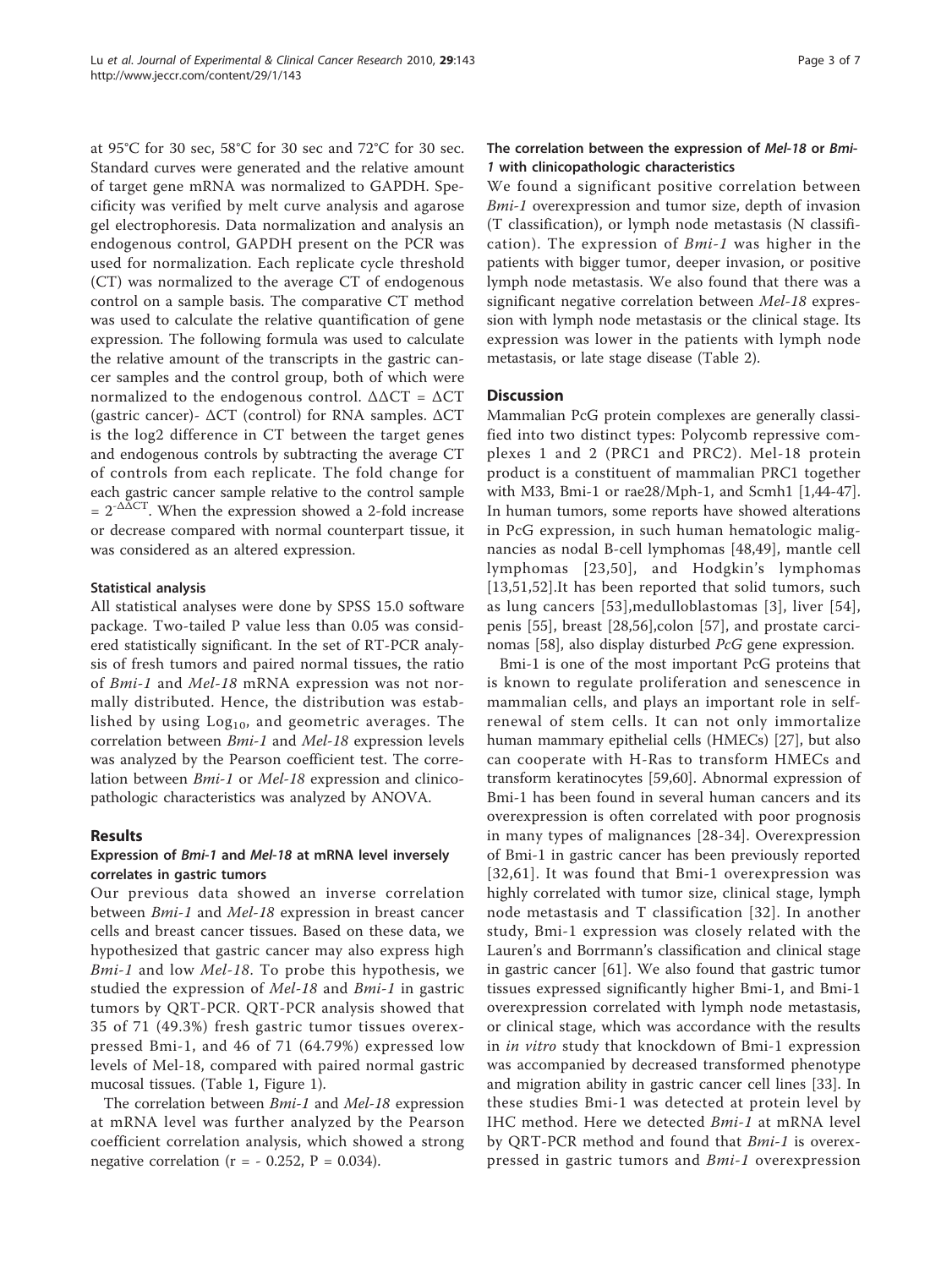at 95°C for 30 sec, 58°C for 30 sec and 72°C for 30 sec. Standard curves were generated and the relative amount of target gene mRNA was normalized to GAPDH. Specificity was verified by melt curve analysis and agarose gel electrophoresis. Data normalization and analysis an endogenous control, GAPDH present on the PCR was used for normalization. Each replicate cycle threshold (CT) was normalized to the average CT of endogenous control on a sample basis. The comparative CT method was used to calculate the relative quantification of gene expression. The following formula was used to calculate the relative amount of the transcripts in the gastric cancer samples and the control group, both of which were normalized to the endogenous control. $\Delta\Delta CT = \Delta CT$ (gastric cancer)- $\Delta CT$ (control) for RNA samples. $\Delta CT$ is the log2 difference in CT between the target genes and endogenous controls by subtracting the average CT of controls from each replicate. The fold change for each gastric cancer sample relative to the control sample $= 2^{-\Delta\Delta CT}$. When the expression showed a 2-fold increase or decrease compared with normal counterpart tissue, it was considered as an altered expression.

#### Statistical analysis

All statistical analyses were done by SPSS 15.0 software package. Two-tailed P value less than 0.05 was considered statistically significant. In the set of RT-PCR analysis of fresh tumors and paired normal tissues, the ratio of *Bmi-1* and *Mel-18* mRNA expression was not normally distributed. Hence, the distribution was established by using $Log_{10}$, and geometric averages. The correlation between *Bmi-1* and *Mel-18* expression levels was analyzed by the Pearson coefficient test. The correlation between *Bmi-1* or *Mel-18* expression and clinicopathologic characteristics was analyzed by ANOVA.

## Results

#### Expression of *Bmi-1* and *Mel-18* at mRNA level inversely correlates in gastric tumors

Our previous data showed an inverse correlation between *Bmi-1* and *Mel-18* expression in breast cancer cells and breast cancer tissues. Based on these data, we hypothesized that gastric cancer may also express high *Bmi-1* and low *Mel-18*. To probe this hypothesis, we studied the expression of *Mel-18* and *Bmi-1* in gastric tumors by QRT-PCR. QRT-PCR analysis showed that 35 of 71 (49.3%) fresh gastric tumor tissues overexpressed Bmi-1, and 46 of 71 (64.79%) expressed low levels of Mel-18, compared with paired normal gastric mucosal tissues. (Table 1, Figure 1).

The correlation between *Bmi-1* and *Mel-18* expression at mRNA level was further analyzed by the Pearson coefficient correlation analysis, which showed a strong negative correlation ($r = -0.252$, $P = 0.034$).

#### The correlation between the expression of *Mel-18* or *Bmi-1* with clinicopathologic characteristics

We found a significant positive correlation between *Bmi-1* overexpression and tumor size, depth of invasion (T classification), or lymph node metastasis (N classification). The expression of *Bmi-1* was higher in the patients with bigger tumor, deeper invasion, or positive lymph node metastasis. We also found that there was a significant negative correlation between *Mel-18* expression with lymph node metastasis or the clinical stage. Its expression was lower in the patients with lymph node metastasis, or late stage disease (Table 2).

## Discussion

Mammalian PcG protein complexes are generally classified into two distinct types: Polycomb repressive complexes 1 and 2 (PRC1 and PRC2). Mel-18 protein product is a constituent of mammalian PRC1 together with M33, Bmi-1 or rae28/Mph-1, and Scmh1 [1,44-47]. In human tumors, some reports have showed alterations in PcG expression, in such human hematologic malignancies as nodal B-cell lymphomas [48,49], mantle cell lymphomas [23,50], and Hodgkin's lymphomas [13,51,52].It has been reported that solid tumors, such as lung cancers [53],medulloblastomas [3], liver [54], penis [55], breast [28,56],colon [57], and prostate carcinomas [58], also display disturbed *PcG* gene expression.

Bmi-1 is one of the most important PcG proteins that is known to regulate proliferation and senescence in mammalian cells, and plays an important role in self-renewal of stem cells. It can not only immortalize human mammary epithelial cells (HMECs) [27], but also can cooperate with H-Ras to transform HMECs and transform keratinocytes [59,60]. Abnormal expression of Bmi-1 has been found in several human cancers and its overexpression is often correlated with poor prognosis in many types of malignances [28-34]. Overexpression of Bmi-1 in gastric cancer has been previously reported [32,61]. It was found that Bmi-1 overexpression was highly correlated with tumor size, clinical stage, lymph node metastasis and T classification [32]. In another study, Bmi-1 expression was closely related with the Lauren's and Borrmann's classification and clinical stage in gastric cancer [61]. We also found that gastric tumor tissues expressed significantly higher Bmi-1, and Bmi-1 overexpression correlated with lymph node metastasis, or clinical stage, which was accordance with the results in *in vitro* study that knockdown of Bmi-1 expression was accompanied by decreased transformed phenotype and migration ability in gastric cancer cell lines [33]. In these studies Bmi-1 was detected at protein level by IHC method. Here we detected *Bmi-1* at mRNA level by QRT-PCR method and found that *Bmi-1* is overexpressed in gastric tumors and *Bmi-1* overexpression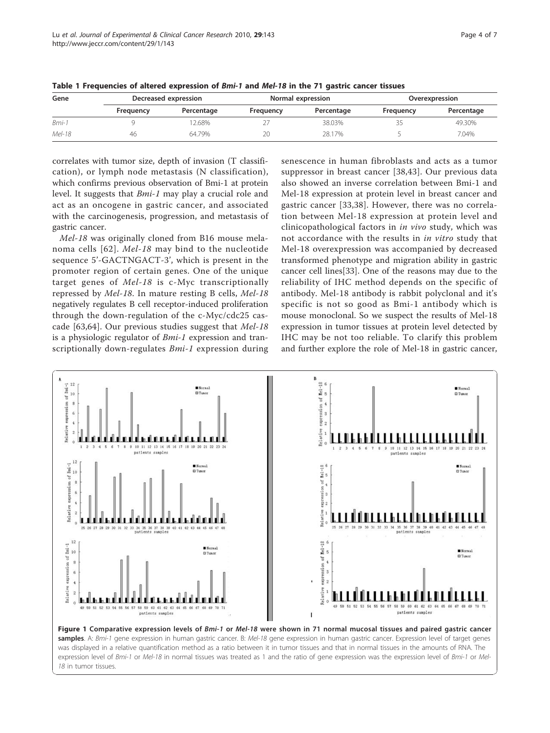**Table 1 Frequencies of altered expression of *Bmi-1* and *Mel-18* in the 71 gastric cancer tissues**

| Gene | Decreased expression | | Normal expression | | Overexpression | |
|---|---|---|---|---|---|---|
| | Frequency | Percentage | Frequency | Percentage | Frequency | Percentage |
| *Bmi-1* | 9 | 12.68% | 27 | 38.03% | 35 | 49.30% |
| *Mel-18* | 46 | 64.79% | 20 | 28.17% | 5 | 7.04% |

correlates with tumor size, depth of invasion (T classification), or lymph node metastasis (N classification), which confirms previous observation of Bmi-1 at protein level. It suggests that *Bmi-1* may play a crucial role and act as an oncogene in gastric cancer, and associated with the carcinogenesis, progression, and metastasis of gastric cancer.

*Mel-18* was originally cloned from B16 mouse melanoma cells [62]. *Mel-18* may bind to the nucleotide sequence 5'-GACTNGACT-3', which is present in the promoter region of certain genes. One of the unique target genes of *Mel-18* is c-Myc transcriptionally repressed by *Mel-18*. In mature resting B cells, *Mel-18* negatively regulates B cell receptor-induced proliferation through the down-regulation of the c-Myc/cdc25 cascade [63,64]. Our previous studies suggest that *Mel-18* is a physiologic regulator of *Bmi-1* expression and transcriptionally down-regulates *Bmi-1* expression during senescence in human fibroblasts and acts as a tumor suppressor in breast cancer [38,43]. Our previous data also showed an inverse correlation between Bmi-1 and Mel-18 expression at protein level in breast cancer and gastric cancer [33,38]. However, there was no correlation between Mel-18 expression at protein level and clinicopathological factors in *in vivo* study, which was not accordance with the results in *in vitro* study that Mel-18 overexpression was accompanied by decreased transformed phenotype and migration ability in gastric cancer cell lines[33]. One of the reasons may due to the reliability of IHC method depends on the specific of antibody. Mel-18 antibody is rabbit polyclonal and it's specific is not so good as Bmi-1 antibody which is mouse monoclonal. So we suspect the results of Mel-18 expression in tumor tissues at protein level detected by IHC may be not too reliable. To clarify this problem and further explore the role of Mel-18 in gastric cancer,

**Figure 1 Comparative expression levels of *Bmi-1* or *Mel-18* were shown in 71 normal mucosal tissues and paired gastric cancer samples**. A: *Bmi-1* gene expression in human gastric cancer. B: *Mel-18* gene expression in human gastric cancer. Expression level of target genes was displayed in a relative quantification method as a ratio between it in tumor tissues and that in normal tissues in the amounts of RNA. The expression level of *Bmi-1* or *Mel-18* in normal tissues was treated as 1 and the ratio of gene expression was the expression level of *Bmi-1* or *Mel-18* in tumor tissues.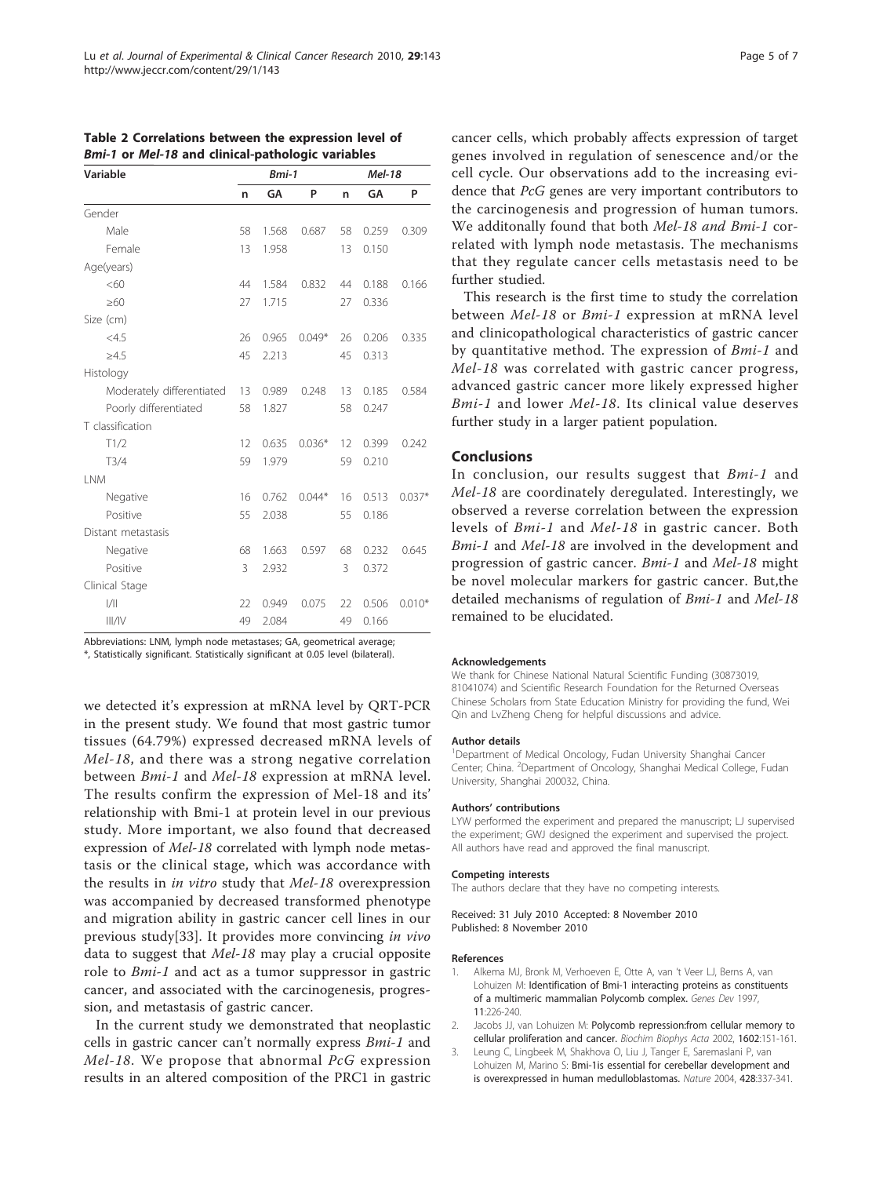**Table 2 Correlations between the expression level of *Bmi-1* or *Mel-18* and clinical-pathologic variables**

| Variable | *Bmi-1* | | | *Mel-18* | | |
|---|---|---|---|---|---|---|
| | n | GA | P | n | GA | P |
| Gender | | | | | | |
| Male | 58 | 1.568 | 0.687 | 58 | 0.259 | 0.309 |
| Female | 13 | 1.958 | | 13 | 0.150 | |
| Age(years) | | | | | | |
| <60 | 44 | 1.584 | 0.832 | 44 | 0.188 | 0.166 |
| ≥60 | 27 | 1.715 | | 27 | 0.336 | |
| Size (cm) | | | | | | |
| <4.5 | 26 | 0.965 | 0.049* | 26 | 0.206 | 0.335 |
| ≥4.5 | 45 | 2.213 | | 45 | 0.313 | |
| Histology | | | | | | |
| Moderately differentiated | 13 | 0.989 | 0.248 | 13 | 0.185 | 0.584 |
| Poorly differentiated | 58 | 1.827 | | 58 | 0.247 | |
| T classification | | | | | | |
| T1/2 | 12 | 0.635 | 0.036* | 12 | 0.399 | 0.242 |
| T3/4 | 59 | 1.979 | | 59 | 0.210 | |
| LNM | | | | | | |
| Negative | 16 | 0.762 | 0.044* | 16 | 0.513 | 0.037* |
| Positive | 55 | 2.038 | | 55 | 0.186 | |
| Distant metastasis | | | | | | |
| Negative | 68 | 1.663 | 0.597 | 68 | 0.232 | 0.645 |
| Positive | 3 | 2.932 | | 3 | 0.372 | |
| Clinical Stage | | | | | | |
| I/II | 22 | 0.949 | 0.075 | 22 | 0.506 | 0.010* |
| III/IV | 49 | 2.084 | | 49 | 0.166 | |

Abbreviations: LNM, lymph node metastases; GA, geometrical average;
*, Statistically significant. Statistically significant at 0.05 level (bilateral).

we detected it's expression at mRNA level by QRT-PCR in the present study. We found that most gastric tumor tissues (64.79%) expressed decreased mRNA levels of *Mel-18*, and there was a strong negative correlation between *Bmi-1* and *Mel-18* expression at mRNA level. The results confirm the expression of Mel-18 and its' relationship with Bmi-1 at protein level in our previous study. More important, we also found that decreased expression of *Mel-18* correlated with lymph node metastasis or the clinical stage, which was accordance with the results in *in vitro* study that *Mel-18* overexpression was accompanied by decreased transformed phenotype and migration ability in gastric cancer cell lines in our previous study[33]. It provides more convincing *in vivo* data to suggest that *Mel-18* may play a crucial opposite role to *Bmi-1* and act as a tumor suppressor in gastric cancer, and associated with the carcinogenesis, progression, and metastasis of gastric cancer.

In the current study we demonstrated that neoplastic cells in gastric cancer can't normally express *Bmi-1* and *Mel-18*. We propose that abnormal *PcG* expression results in an altered composition of the PRC1 in gastric cancer cells, which probably affects expression of target genes involved in regulation of senescence and/or the cell cycle. Our observations add to the increasing evidence that *PcG* genes are very important contributors to the carcinogenesis and progression of human tumors. We additonally found that both *Mel-18 and Bmi-1* correlated with lymph node metastasis. The mechanisms that they regulate cancer cells metastasis need to be further studied.

This research is the first time to study the correlation between *Mel-18* or *Bmi-1* expression at mRNA level and clinicopathological characteristics of gastric cancer by quantitative method. The expression of *Bmi-1* and *Mel-18* was correlated with gastric cancer progress, advanced gastric cancer more likely expressed higher *Bmi-1* and lower *Mel-18*. Its clinical value deserves further study in a larger patient population.

## Conclusions

In conclusion, our results suggest that *Bmi-1* and *Mel-18* are coordinately deregulated. Interestingly, we observed a reverse correlation between the expression levels of *Bmi-1* and *Mel-18* in gastric cancer. Both *Bmi-1* and *Mel-18* are involved in the development and progression of gastric cancer. *Bmi-1* and *Mel-18* might be novel molecular markers for gastric cancer. But,the detailed mechanisms of regulation of *Bmi-1* and *Mel-18* remained to be elucidated.

#### Acknowledgements

We thank for Chinese National Natural Scientific Funding (30873019, 81041074) and Scientific Research Foundation for the Returned Overseas Chinese Scholars from State Education Ministry for providing the fund, Wei Qin and LvZheng Cheng for helpful discussions and advice.

#### Author details

[1]Department of Medical Oncology, Fudan University Shanghai Cancer Center; China. [2]Department of Oncology, Shanghai Medical College, Fudan University, Shanghai 200032, China.

#### Authors' contributions

LYW performed the experiment and prepared the manuscript; LJ supervised the experiment; GWJ designed the experiment and supervised the project. All authors have read and approved the final manuscript.

#### Competing interests

The authors declare that they have no competing interests.

Received: 31 July 2010 Accepted: 8 November 2010
Published: 8 November 2010

#### References

1. Alkema MJ, Bronk M, Verhoeven E, Otte A, van 't Veer LJ, Berns A, van Lohuizen M: Identification of Bmi-1 interacting proteins as constituents of a multimeric mammalian Polycomb complex. *Genes Dev* 1997, 11:226-240.
2. Jacobs JJ, van Lohuizen M: Polycomb repression:from cellular memory to cellular proliferation and cancer. *Biochim Biophys Acta* 2002, 1602:151-161.
3. Leung C, Lingbeek M, Shakhova O, Liu J, Tanger E, Saremaslani P, van Lohuizen M, Marino S: Bmi-1is essential for cerebellar development and is overexpressed in human medulloblastomas. *Nature* 2004, 428:337-341.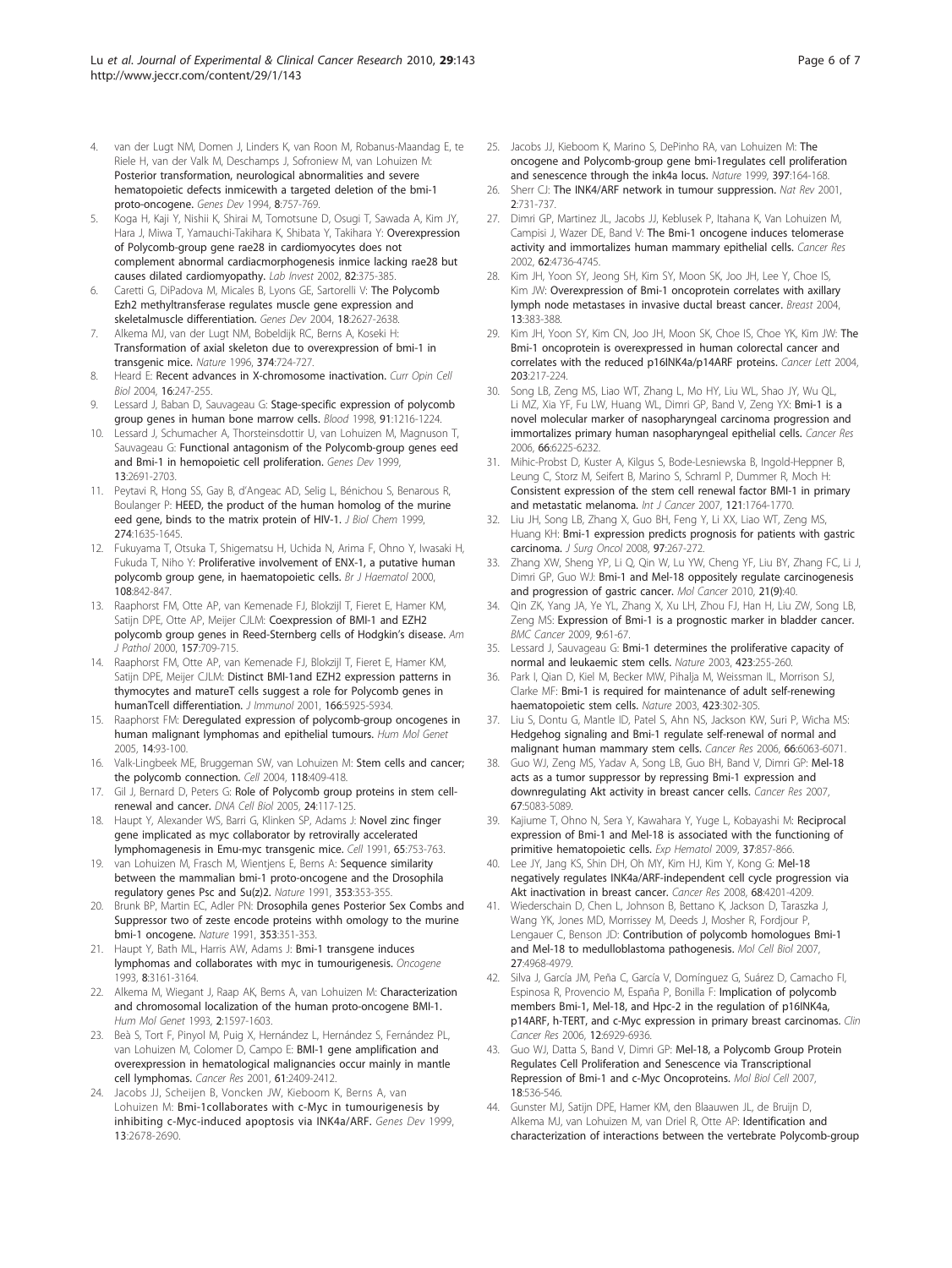4. van der Lugt NM, Domen J, Linders K, van Roon M, Robanus-Maandag E, te Riele H, van der Valk M, Deschamps J, Sofroniew M, van Lohuizen M: **Posterior transformation, neurological abnormalities and severe hematopoietic defects inmicewith a targeted deletion of the bmi-1 proto-oncogene.** *Genes Dev* 1994, **8**:757-769.
5. Koga H, Kaji Y, Nishii K, Shirai M, Tomotsune D, Osugi T, Sawada A, Kim JY, Hara J, Miwa T, Yamauchi-Takihara K, Shibata Y, Takihara Y: **Overexpression of Polycomb-group gene rae28 in cardiomyocytes does not complement abnormal cardiacmorphogenesis inmice lacking rae28 but causes dilated cardiomyopathy.** *Lab Invest* 2002, **82**:375-385.
6. Caretti G, DiPadova M, Micales B, Lyons GE, Sartorelli V: **The Polycomb Ezh2 methyltransferase regulates muscle gene expression and skeletalmuscle differentiation.** *Genes Dev* 2004, **18**:2627-2638.
7. Alkema MJ, van der Lugt NM, Bobeldijk RC, Berns A, Koseki H: **Transformation of axial skeleton due to overexpression of bmi-1 in transgenic mice.** *Nature* 1996, **374**:724-727.
8. Heard E: **Recent advances in X-chromosome inactivation.** *Curr Opin Cell Biol* 2004, **16**:247-255.
9. Lessard J, Baban D, Sauvageau G: **Stage-specific expression of polycomb group genes in human bone marrow cells.** *Blood* 1998, **91**:1216-1224.
10. Lessard J, Schumacher A, Thorsteinsdottir U, van Lohuizen M, Magnuson T, Sauvageau G: **Functional antagonism of the Polycomb-group genes eed and Bmi-1 in hemopoietic cell proliferation.** *Genes Dev* 1999, **13**:2691-2703.
11. Peytavi R, Hong SS, Gay B, d'Angeac AD, Selig L, Bénichou S, Benarous R, Boulanger P: **HEED, the product of the human homolog of the murine eed gene, binds to the matrix protein of HIV-1.** *J Biol Chem* 1999, **274**:1635-1645.
12. Fukuyama T, Otsuka T, Shigematsu H, Uchida N, Arima F, Ohno Y, Iwasaki H, Fukuda T, Niho Y: **Proliferative involvement of ENX-1, a putative human polycomb group gene, in haematopoietic cells.** *Br J Haematol* 2000, **108**:842-847.
13. Raaphorst FM, Otte AP, van Kemenade FJ, Blokzijl T, Fieret E, Hamer KM, Satijn DPE, Otte AP, Meijer CJLM: **Coexpression of BMI-1 and EZH2 polycomb group genes in Reed-Sternberg cells of Hodgkin's disease.** *Am J Pathol* 2000, **157**:709-715.
14. Raaphorst FM, Otte AP, van Kemenade FJ, Blokzijl T, Fieret E, Hamer KM, Satijn DPE, Meijer CJLM: **Distinct BMI-1and EZH2 expression patterns in thymocytes and matureT cells suggest a role for Polycomb genes in humanTcell differentiation.** *J Immunol* 2001, **166**:5925-5934.
15. Raaphorst FM: **Deregulated expression of polycomb-group oncogenes in human malignant lymphomas and epithelial tumours.** *Hum Mol Genet* 2005, **14**:93-100.
16. Valk-Lingbeek ME, Bruggeman SW, van Lohuizen M: **Stem cells and cancer; the polycomb connection.** *Cell* 2004, **118**:409-418.
17. Gil J, Bernard D, Peters G: **Role of Polycomb group proteins in stem cell-renewal and cancer.** *DNA Cell Biol* 2005, **24**:117-125.
18. Haupt Y, Alexander WS, Barri G, Klinken SP, Adams J: **Novel zinc finger gene implicated as myc collaborator by retrovirally accelerated lymphomagenesis in Emu-myc transgenic mice.** *Cell* 1991, **65**:753-763.
19. van Lohuizen M, Frasch M, Wientjens E, Berns A: **Sequence similarity between the mammalian bmi-1 proto-oncogene and the Drosophila regulatory genes Psc and Su(z)2.** *Nature* 1991, **353**:353-355.
20. Brunk BP, Martin EC, Adler PN: **Drosophila genes Posterior Sex Combs and Suppressor two of zeste encode proteins withh omology to the murine bmi-1 oncogene.** *Nature* 1991, **353**:351-353.
21. Haupt Y, Bath ML, Harris AW, Adams J: **Bmi-1 transgene induces lymphomas and collaborates with myc in tumourigenesis.** *Oncogene* 1993, **8**:3161-3164.
22. Alkema M, Wiegant J, Raap AK, Berns A, van Lohuizen M: **Characterization and chromosomal localization of the human proto-oncogene BMI-1.** *Hum Mol Genet* 1993, **2**:1597-1603.
23. Beà S, Tort F, Pinyol M, Puig X, Hernández L, Hernández S, Fernández PL, van Lohuizen M, Colomer D, Campo E: **BMI-1 gene amplification and overexpression in hematological malignancies occur mainly in mantle cell lymphomas.** *Cancer Res* 2001, **61**:2409-2412.
24. Jacobs JJ, Scheijen B, Voncken JW, Kieboom K, Berns A, van Lohuizen M: **Bmi-1collaborates with c-Myc in tumourigenesis by inhibiting c-Myc-induced apoptosis via INK4a/ARF.** *Genes Dev* 1999, **13**:2678-2690.
25. Jacobs JJ, Kieboom K, Marino S, DePinho RA, van Lohuizen M: **The oncogene and Polycomb-group gene bmi-1regulates cell proliferation and senescence through the ink4a locus.** *Nature* 1999, **397**:164-168.
26. Sherr CJ: **The INK4/ARF network in tumour suppression.** *Nat Rev* 2001, **2**:731-737.
27. Dimri GP, Martinez JL, Jacobs JJ, Keblusek P, Itahana K, Van Lohuizen M, Campisi J, Wazer DE, Band V: **The Bmi-1 oncogene induces telomerase activity and immortalizes human mammary epithelial cells.** *Cancer Res* 2002, **62**:4736-4745.
28. Kim JH, Yoon SY, Jeong SH, Kim SY, Moon SK, Joo JH, Lee Y, Choe IS, Kim JW: **Overexpression of Bmi-1 oncoprotein correlates with axillary lymph node metastases in invasive ductal breast cancer.** *Breast* 2004, **13**:383-388.
29. Kim JH, Yoon SY, Kim CN, Joo JH, Moon SK, Choe IS, Choe YK, Kim JW: **The Bmi-1 oncoprotein is overexpressed in human colorectal cancer and correlates with the reduced p16INK4a/p14ARF proteins.** *Cancer Lett* 2004, **203**:217-224.
30. Song LB, Zeng MS, Liao WT, Zhang L, Mo HY, Liu WL, Shao JY, Wu QL, Li MZ, Xia YF, Fu LW, Huang WL, Dimri GP, Band V, Zeng YX: **Bmi-1 is a novel molecular marker of nasopharyngeal carcinoma progression and immortalizes primary human nasopharyngeal epithelial cells.** *Cancer Res* 2006, **66**:6225-6232.
31. Mihic-Probst D, Kuster A, Kilgus S, Bode-Lesniewska B, Ingold-Heppner B, Leung C, Storz M, Seifert B, Marino S, Schraml P, Dummer R, Moch H: **Consistent expression of the stem cell renewal factor BMI-1 in primary and metastatic melanoma.** *Int J Cancer* 2007, **121**:1764-1770.
32. Liu JH, Song LB, Zhang X, Guo BH, Feng Y, Li XX, Liao WT, Zeng MS, Huang KH: **Bmi-1 expression predicts prognosis for patients with gastric carcinoma.** *J Surg Oncol* 2008, **97**:267-272.
33. Zhang XW, Sheng YP, Li Q, Qin W, Lu YW, Cheng YF, Liu BY, Zhang FC, Li J, Dimri GP, Guo WJ: **Bmi-1 and Mel-18 oppositely regulate carcinogenesis and progression of gastric cancer.** *Mol Cancer* 2010, **21(9)**:40.
34. Qin ZK, Yang JA, Ye YL, Zhang X, Xu LH, Zhou FJ, Han H, Liu ZW, Song LB, Zeng MS: **Expression of Bmi-1 is a prognostic marker in bladder cancer.** *BMC Cancer* 2009, **9**:61-67.
35. Lessard J, Sauvageau G: **Bmi-1 determines the proliferative capacity of normal and leukaemic stem cells.** *Nature* 2003, **423**:255-260.
36. Park I, Qian D, Kiel M, Becker MW, Pihalja M, Weissman IL, Morrison SJ, Clarke MF: **Bmi-1 is required for maintenance of adult self-renewing haematopoietic stem cells.** *Nature* 2003, **423**:302-305.
37. Liu S, Dontu G, Mantle ID, Patel S, Ahn NS, Jackson KW, Suri P, Wicha MS: **Hedgehog signaling and Bmi-1 regulate self-renewal of normal and malignant human mammary stem cells.** *Cancer Res* 2006, **66**:6063-6071.
38. Guo WJ, Zeng MS, Yadav A, Song LB, Guo BH, Band V, Dimri GP: **Mel-18 acts as a tumor suppressor by repressing Bmi-1 expression and downregulating Akt activity in breast cancer cells.** *Cancer Res* 2007, **67**:5083-5089.
39. Kajiume T, Ohno N, Sera Y, Kawahara Y, Yuge L, Kobayashi M: **Reciprocal expression of Bmi-1 and Mel-18 is associated with the functioning of primitive hematopoietic cells.** *Exp Hematol* 2009, **37**:857-866.
40. Lee JY, Jang KS, Shin DH, Oh MY, Kim HJ, Kim Y, Kong G: **Mel-18 negatively regulates INK4a/ARF-independent cell cycle progression via Akt inactivation in breast cancer.** *Cancer Res* 2008, **68**:4201-4209.
41. Wiederschain D, Chen L, Johnson B, Bettano K, Jackson D, Taraszka J, Wang YK, Jones MD, Morrissey M, Deeds J, Mosher R, Fordjour P, Lengauer C, Benson JD: **Contribution of polycomb homologues Bmi-1 and Mel-18 to medulloblastoma pathogenesis.** *Mol Cell Biol* 2007, **27**:4968-4979.
42. Silva J, García JM, Peña C, García V, Domínguez G, Suárez D, Camacho FI, Espinosa R, Provencio M, España P, Bonilla F: **Implication of polycomb members Bmi-1, Mel-18, and Hpc-2 in the regulation of p16INK4a, p14ARF, h-TERT, and c-Myc expression in primary breast carcinomas.** *Clin Cancer Res* 2006, **12**:6929-6936.
43. Guo WJ, Datta S, Band V, Dimri GP: **Mel-18, a Polycomb Group Protein Regulates Cell Proliferation and Senescence via Transcriptional Repression of Bmi-1 and c-Myc Oncoproteins.** *Mol Biol Cell* 2007, **18**:536-546.
44. Gunster MJ, Satijn DPE, Hamer KM, den Blaauwen JL, de Bruijn D, Alkema MJ, van Lohuizen M, van Driel R, Otte AP: **Identification and characterization of interactions between the vertebrate Polycomb-group**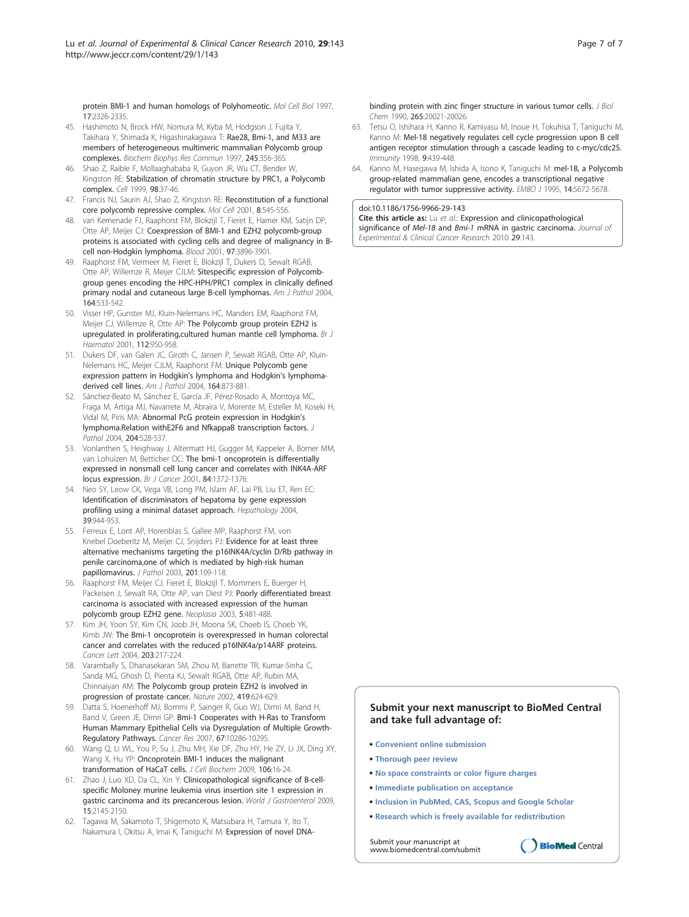protein BMI-1 and human homologs of Polyhomeotic. *Mol Cell Biol* 1997, **17**:2326-2335.

45. Hashimoto N, Brock HW, Nomura M, Kyba M, Hodgson J, Fujita Y, Takihara Y, Shimada K, Higashinakagawa T: Rae28, Bmi-1, and M33 are members of heterogeneous multimeric mammalian Polycomb group complexes. *Biochem Biophys Res Commun* 1997, **245**:356-365.
46. Shao Z, Raible F, Mollaaghababa R, Guyon JR, Wu CT, Bender W, Kingston RE: Stabilization of chromatin structure by PRC1, a Polycomb complex. *Cell* 1999, **98**:37-46.
47. Francis NJ, Saurin AJ, Shao Z, Kingston RE: Reconstitution of a functional core polycomb repressive complex. *Mol Cell* 2001, **8**:545-556.
48. van Kemenade FJ, Raaphorst FM, Blokzijl T, Fieret E, Hamer KM, Satijn DP, Otte AP, Meijer CJ: Coexpression of BMI-1 and EZH2 polycomb-group proteins is associated with cycling cells and degree of malignancy in B-cell non-Hodgkin lymphoma. *Blood* 2001, **97**:3896-3901.
49. Raaphorst FM, Vermeer M, Fieret E, Blokzijl T, Dukers D, Sewalt RGAB, Otte AP, Willemze R, Meijer CJLM: Sitespecific expression of Polycomb-group genes encoding the HPC-HPH/PRC1 complex in clinically defined primary nodal and cutaneous large B-cell lymphomas. *Am J Pathol* 2004, **164**:533-542.
50. Visser HP, Gunster MJ, Kluin-Nelemans HC, Manders EM, Raaphorst FM, Meijer CJ, Willemze R, Otte AP: The Polycomb group protein EZH2 is upregulated in proliferating,cultured human mantle cell lymphoma. *Br J Haematol* 2001, **112**:950-958.
51. Dukers DF, van Galen JC, Giroth C, Jansen P, Sewalt RGAB, Otte AP, Kluin-Nelemans HC, Meijer CJLM, Raaphorst FM: Unique Polycomb gene expression pattern in Hodgkin's lymphoma and Hodgkin's lymphoma-derived cell lines. *Am J Pathol* 2004, **164**:873-881.
52. Sánchez-Beato M, Sánchez E, García JF, Pérez-Rosado A, Montoya MC, Fraga M, Artiga MJ, Navarrete M, Abraira V, Morente M, Esteller M, Koseki H, Vidal M, Piris MA: Abnormal PcG protein expression in Hodgkin's lymphoma.Relation withE2F6 and NfkappaB transcription factors. *J Pathol* 2004, **204**:528-537.
53. Vonlanthen S, Heighway J, Altermatt HJ, Gugger M, Kappeler A, Borner MM, van Lohuizen M, Betticher DC: The bmi-1 oncoprotein is differentially expressed in nonsmall cell lung cancer and correlates with INK4A-ARF locus expression. *Br J Cancer* 2001, **84**:1372-1376.
54. Neo SY, Leow CK, Vega VB, Long PM, Islam AF, Lai PB, Liu ET, Ren EC: Identification of discriminators of hepatoma by gene expression profiling using a minimal dataset approach. *Hepathology* 2004, **39**:944-953.
55. Ferreux E, Lont AP, Horenblas S, Gallee MP, Raaphorst FM, von Knebel Doeberitz M, Meijer CJ, Snijders PJ: Evidence for at least three alternative mechanisms targeting the p16INK4A/cyclin D/Rb pathway in penile carcinoma,one of which is mediated by high-risk human papillomavirus. *J Pathol* 2003, **201**:109-118.
56. Raaphorst FM, Meijer CJ, Fieret E, Blokzijl T, Mommers E, Buerger H, Packeisen J, Sewalt RA, Otte AP, van Diest PJ: Poorly differentiated breast carcinoma is associated with increased expression of the human polycomb group EZH2 gene. *Neoplasia* 2003, **5**:481-488.
57. Kim JH, Yoon SY, Kim CN, Joob JH, Moona SK, Choeb IS, Choeb YK, Kimb JW: The Bmi-1 oncoprotein is overexpressed in human colorectal cancer and correlates with the reduced p16INK4a/p14ARF proteins. *Cancer Lett* 2004, **203**:217-224.
58. Varambally S, Dhanasekaran SM, Zhou M, Barrette TR, Kumar-Sinha C, Sanda MG, Ghosh D, Pienta KJ, Sewalt RGAB, Otte AP, Rubin MA, Chinnaiyan AM: The Polycomb group protein EZH2 is involved in progression of prostate cancer. *Nature* 2002, **419**:624-629.
59. Datta S, Hoenerhoff MJ, Bommi P, Sainger R, Guo WJ, Dimri M, Band H, Band V, Green JE, Dimri GP: Bmi-1 Cooperates with H-Ras to Transform Human Mammary Epithelial Cells via Dysregulation of Multiple Growth-Regulatory Pathways. *Cancer Res* 2007, **67**:10286-10295.
60. Wang Q, Li WL, You P, Su J, Zhu MH, Xie DF, Zhu HY, He ZY, Li JX, Ding XY, Wang X, Hu YP: Oncoprotein BMI-1 induces the malignant transformation of HaCaT cells. *J Cell Biochem* 2009, **106**:16-24.
61. Zhao J, Luo XD, Da CL, Xin Y: Clinicopathological significance of B-cell-specific Moloney murine leukemia virus insertion site 1 expression in gastric carcinoma and its precancerous lesion. *World J Gastroenterol* 2009, **15**:2145-2150.
62. Tagawa M, Sakamoto T, Shigemoto K, Matsubara H, Tamura Y, Ito T, Nakamura I, Okitsu A, Imai K, Taniguchi M: Expression of novel DNA-binding protein with zinc finger structure in various tumor cells. *J Biol Chem* 1990, **265**:20021-20026.
63. Tetsu O, Ishihara H, Kanno R, Kamiyasu M, Inoue H, Tokuhisa T, Taniguchi M, Kanno M: Mel-18 negatively regulates cell cycle progression upon B cell antigen receptor stimulation through a cascade leading to c-myc/cdc25. *Immunity* 1998, **9**:439-448.
64. Kanno M, Hasegawa M, Ishida A, Isono K, Taniguchi M: mel-18, a Polycomb group-related mammalian gene, encodes a transcriptional negative regulator with tumor suppressive activity. *EMBO J* 1995, **14**:5672-5678.

doi:10.1186/1756-9966-29-143

**Cite this article as:** Lu *et al.*: Expression and clinicopathological significance of *Mel-18* and *Bmi-1* mRNA in gastric carcinoma. *Journal of Experimental & Clinical Cancer Research* 2010 **29**:143.

**Submit your next manuscript to BioMed Central and take full advantage of:**

- Convenient online submission
- Thorough peer review
- No space constraints or color figure charges
- Immediate publication on acceptance
- Inclusion in PubMed, CAS, Scopus and Google Scholar
- Research which is freely available for redistribution

Submit your manuscript at www.biomedcentral.com/submit

BioMed Central